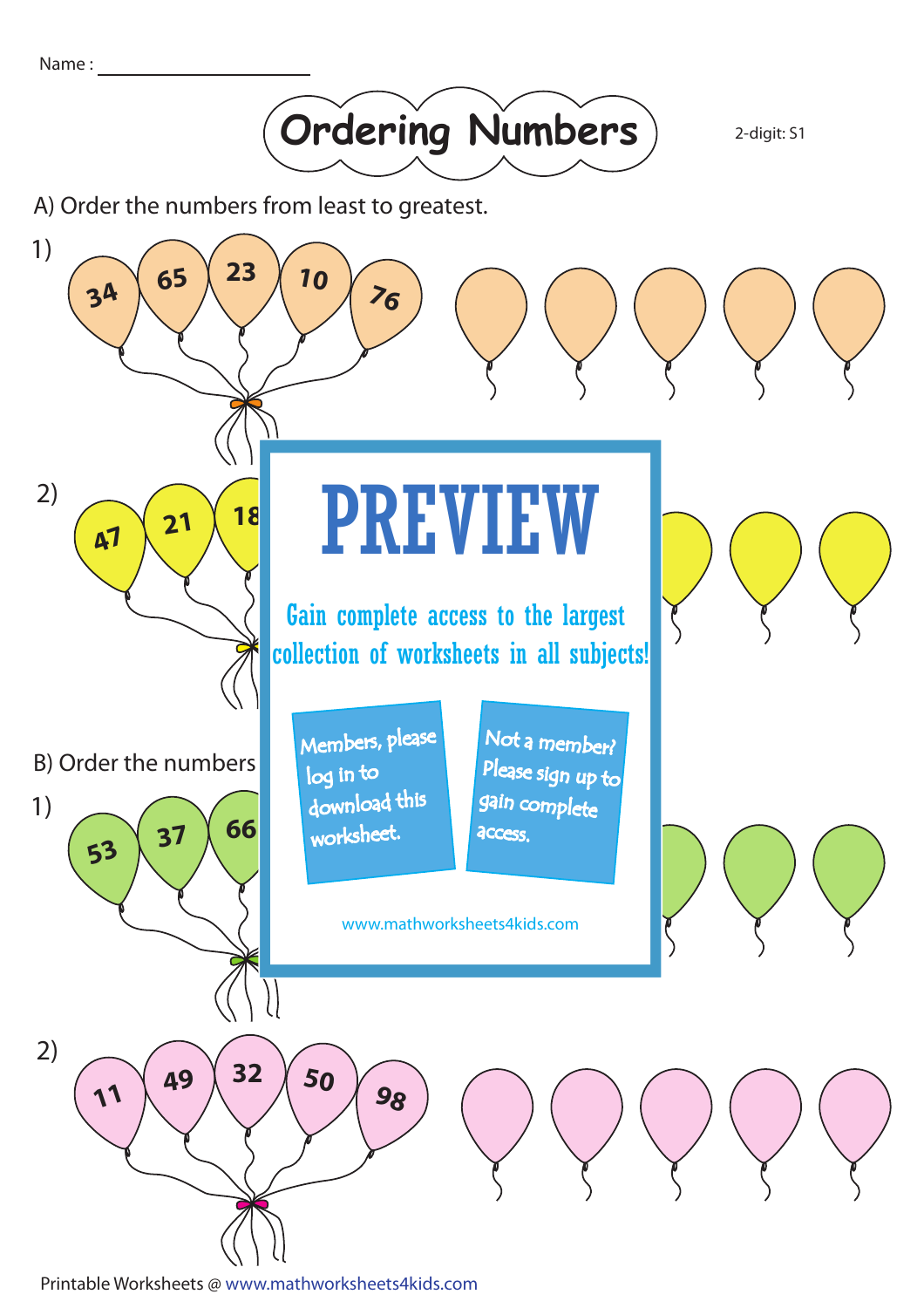Name : ____________________

# Ordering Numbers

2-digit: S1

A) Order the numbers from least to greatest.

1) 34 65 23 10 76

2) 47 21 18

PREVIEW

Gain complete access to the largest collection of worksheets in all subjects!

Members, please log in to download this worksheet.

Not a member? Please sign up to gain complete access.

www.mathworksheets4kids.com

B) Order the numbers

1) 53 37 66

2) 11 49 32 50 98

Printable Worksheets @ www.mathworksheets4kids.com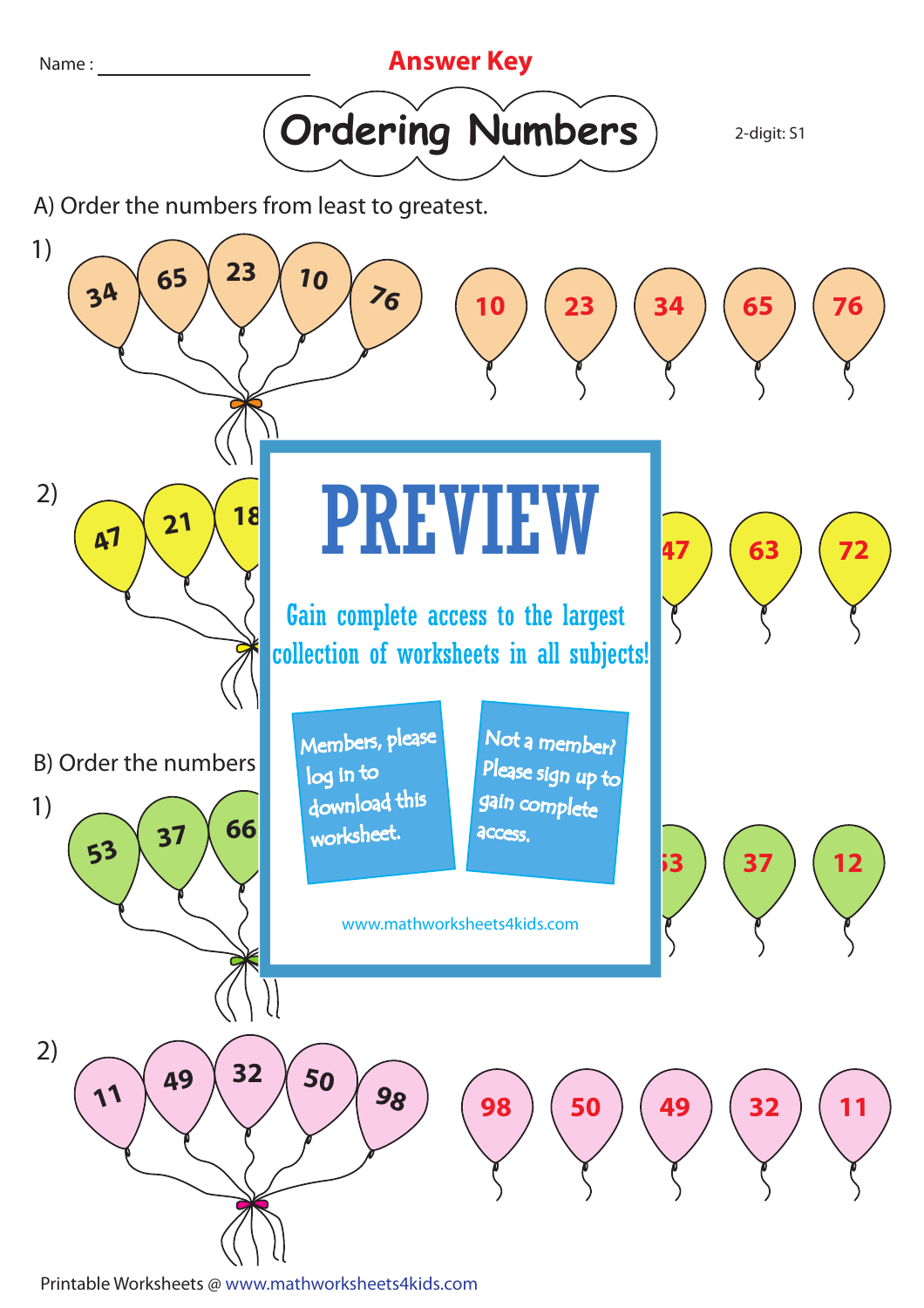Name : ____________________

**Answer Key**

# Ordering Numbers

2-digit: S1

A) Order the numbers from least to greatest.

1) 34 65 23 10 76

10 23 34 65 76

2) 47 21 18

47 63 72

PREVIEW

Gain complete access to the largest collection of worksheets in all subjects!

Members, please log in to download this worksheet.

Not a member? Please sign up to gain complete access.

www.mathworksheets4kids.com

B) Order the numbers

1) 53 37 66

53 37 12

2) 11 49 32 50 98

98 50 49 32 11

Printable Worksheets @ www.mathworksheets4kids.com